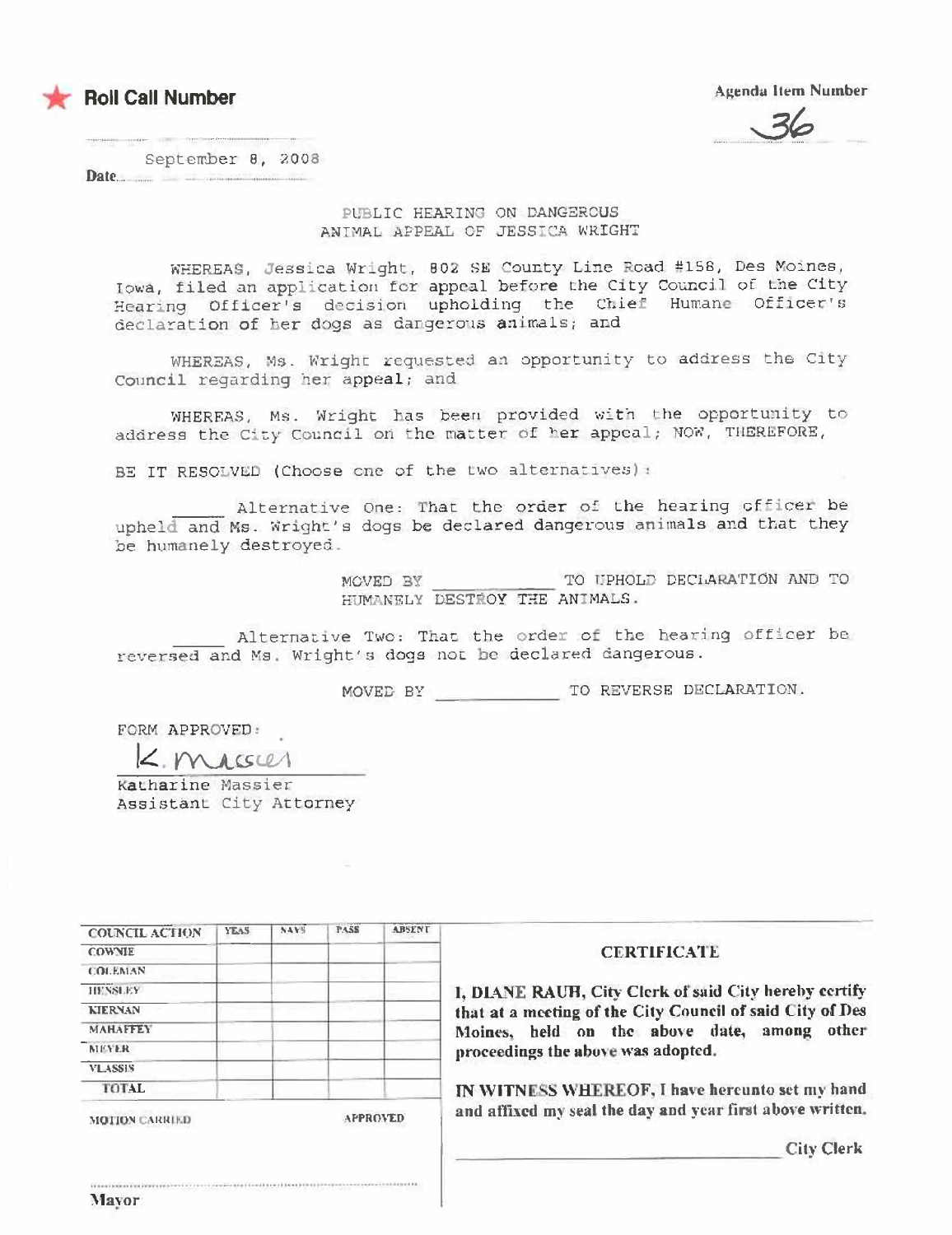★ **Roll Call Number**

**Agenda Item Number**

36

Date September 8, 2008

PUBLIC HEARING ON DANGEROUS ANIMAL APPEAL OF JESSICA WRIGHT

WHEREAS, Jessica Wright, 802 SE County Line Road #158, Des Moines, Iowa, filed an application for appeal before the City Council of the City Hearing Officer's decision upholding the Chief Humane Officer's declaration of her dogs as dangerous animals; and

WHEREAS, Ms. Wright requested an opportunity to address the City Council regarding her appeal; and

WHEREAS, Ms. Wright has been provided with the opportunity to address the City Council on the matter of her appeal; NOW, THEREFORE,

BE IT RESOLVED (Choose one of the two alternatives):

_____ Alternative One: That the order of the hearing officer be upheld and Ms. Wright's dogs be declared dangerous animals and that they be humanely destroyed.

MOVED BY ___________ TO UPHOLD DECLARATION AND TO HUMANELY DESTROY THE ANIMALS.

_____ Alternative Two: That the order of the hearing officer be reversed and Ms. Wright's dogs not be declared dangerous.

MOVED BY ___________ TO REVERSE DECLARATION.

FORM APPROVED:

K. Massier

Katharine Massier
Assistant City Attorney

| COUNCIL ACTION | YEAS | NAYS | PASS | ABSENT |
|---|---|---|---|---|
| COWNIE | | | | |
| COLEMAN | | | | |
| HENSLEY | | | | |
| KIERNAN | | | | |
| MAHAFFEY | | | | |
| MEYER | | | | |
| VLASSIS | | | | |
| TOTAL | | | | |

MOTION CARRIED APPROVED

_______________________
Mayor

**CERTIFICATE**

**I, DIANE RAUH, City Clerk of said City hereby certify that at a meeting of the City Council of said City of Des Moines, held on the above date, among other proceedings the above was adopted.**

**IN WITNESS WHEREOF, I have hereunto set my hand and affixed my seal the day and year first above written.**

_______________________ **City Clerk**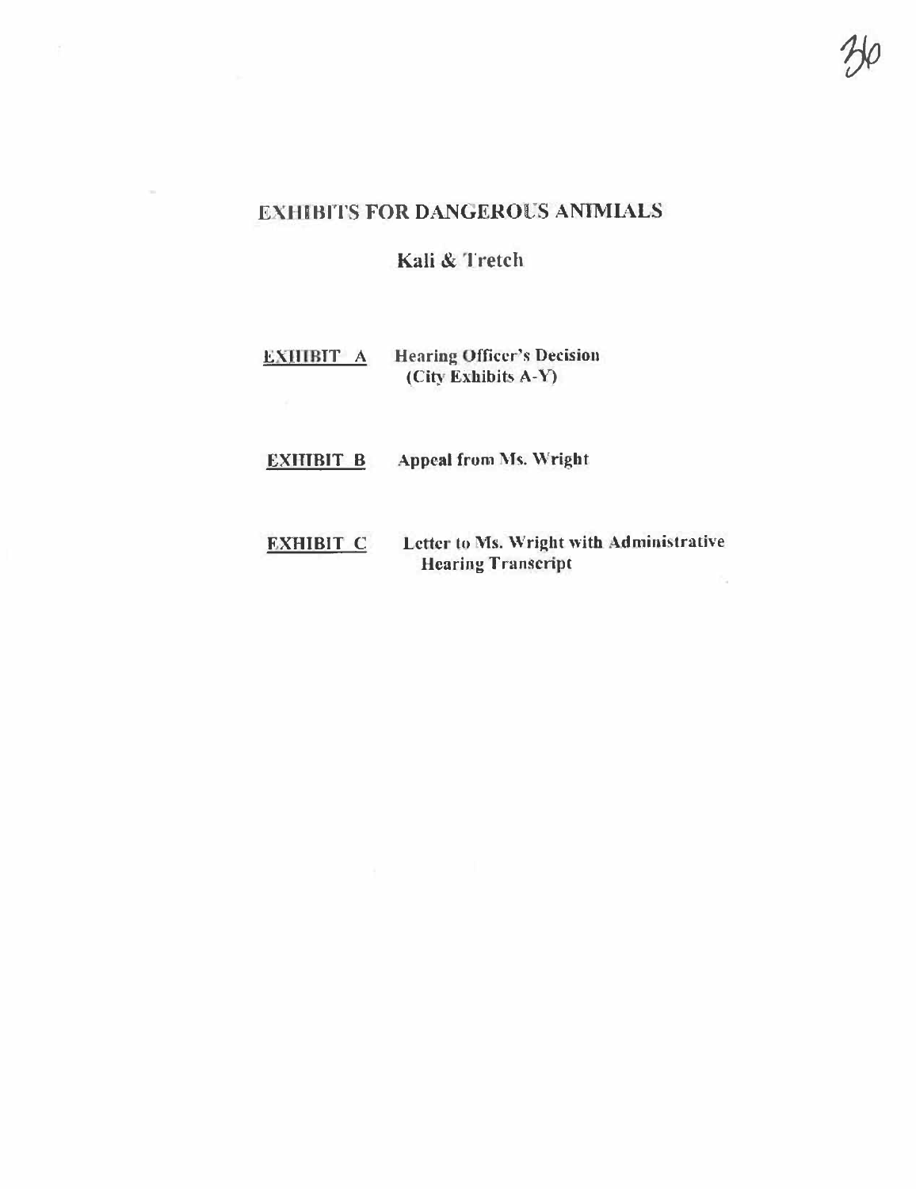# EXHIBITS FOR DANGEROUS ANIMIALS

## Kali & Tretch

**EXHIBIT A** Hearing Officer's Decision (City Exhibits A-Y)

**EXHIBIT B** Appeal from Ms. Wright

**EXHIBIT C** Letter to Ms. Wright with Administrative Hearing Transcript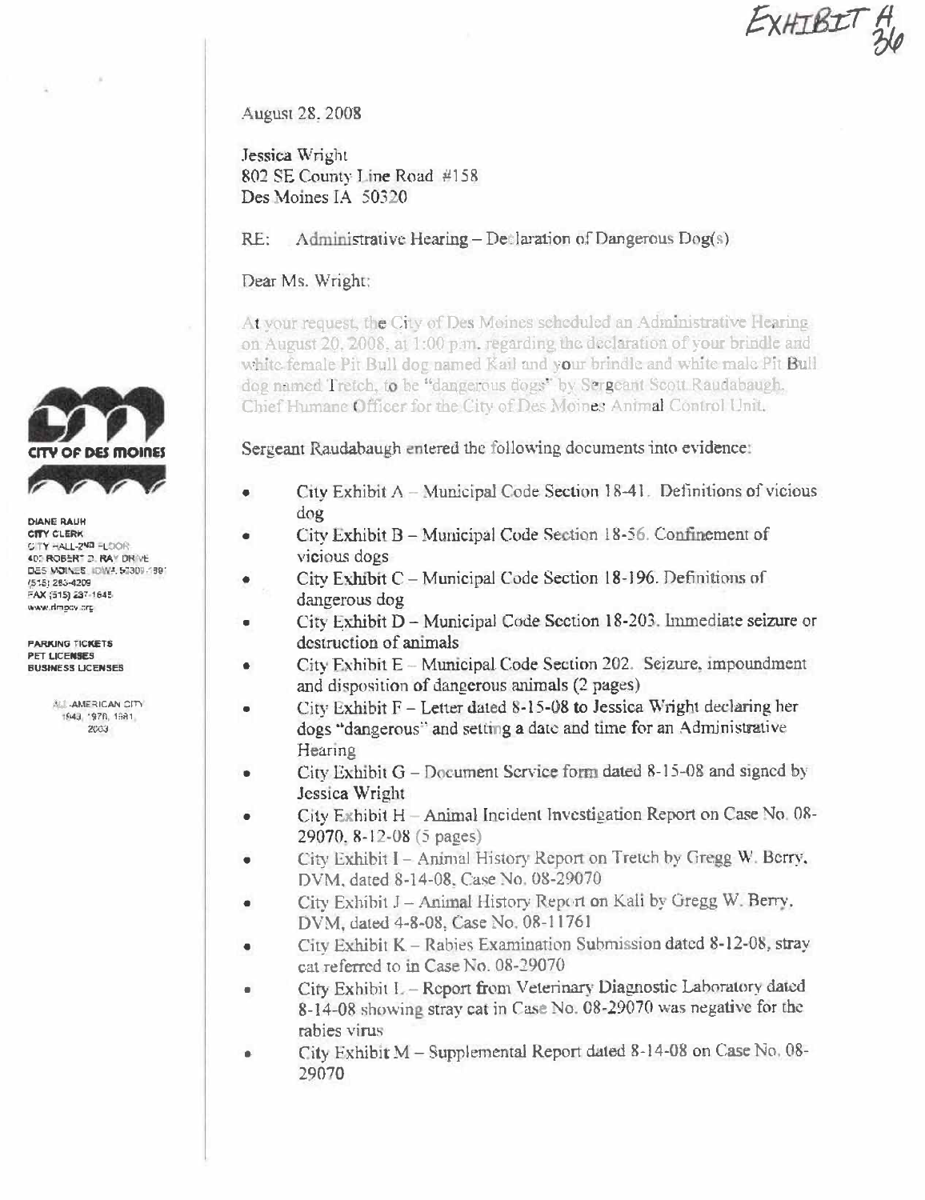EXHIBIT A 36

August 28, 2008

Jessica Wright
802 SE County Line Road #158
Des Moines IA 50320

RE: Administrative Hearing – Declaration of Dangerous Dog(s)

Dear Ms. Wright:

At your request, the City of Des Moines scheduled an Administrative Hearing on August 20, 2008, at 1:00 p.m. regarding the declaration of your brindle and white female Pit Bull dog named Kail and your brindle and white male Pit Bull dog named Tretch, to be "dangerous dogs" by Sergeant Scott Raudabaugh, Chief Humane Officer for the City of Des Moines Animal Control Unit.

Sergeant Raudabaugh entered the following documents into evidence:

- City Exhibit A – Municipal Code Section 18-41. Definitions of vicious dog
- City Exhibit B – Municipal Code Section 18-56. Confinement of vicious dogs
- City Exhibit C – Municipal Code Section 18-196. Definitions of dangerous dog
- City Exhibit D – Municipal Code Section 18-203. Immediate seizure or destruction of animals
- City Exhibit E – Municipal Code Section 202. Seizure, impoundment and disposition of dangerous animals (2 pages)
- City Exhibit F – Letter dated 8-15-08 to Jessica Wright declaring her dogs "dangerous" and setting a date and time for an Administrative Hearing
- City Exhibit G – Document Service form dated 8-15-08 and signed by Jessica Wright
- City Exhibit H – Animal Incident Investigation Report on Case No. 08-29070, 8-12-08 (5 pages)
- City Exhibit I – Animal History Report on Tretch by Gregg W. Berry, DVM, dated 8-14-08, Case No. 08-29070
- City Exhibit J – Animal History Report on Kali by Gregg W. Berry, DVM, dated 4-8-08, Case No. 08-11761
- City Exhibit K – Rabies Examination Submission dated 8-12-08, stray cat referred to in Case No. 08-29070
- City Exhibit L – Report from Veterinary Diagnostic Laboratory dated 8-14-08 showing stray cat in Case No. 08-29070 was negative for the rabies virus
- City Exhibit M – Supplemental Report dated 8-14-08 on Case No. 08-29070

CITY OF DES MOINES

DIANE RAUH
CITY CLERK
CITY HALL-2ND FLOOR
400 ROBERT D. RAY DRIVE
DES MOINES, IOWA 50309-1891
(515) 283-4209
FAX (515) 237-1645
www.dmgov.org

PARKING TICKETS
PET LICENSES
BUSINESS LICENSES

ALL-AMERICAN CITY
1949, 1976, 1981, 2003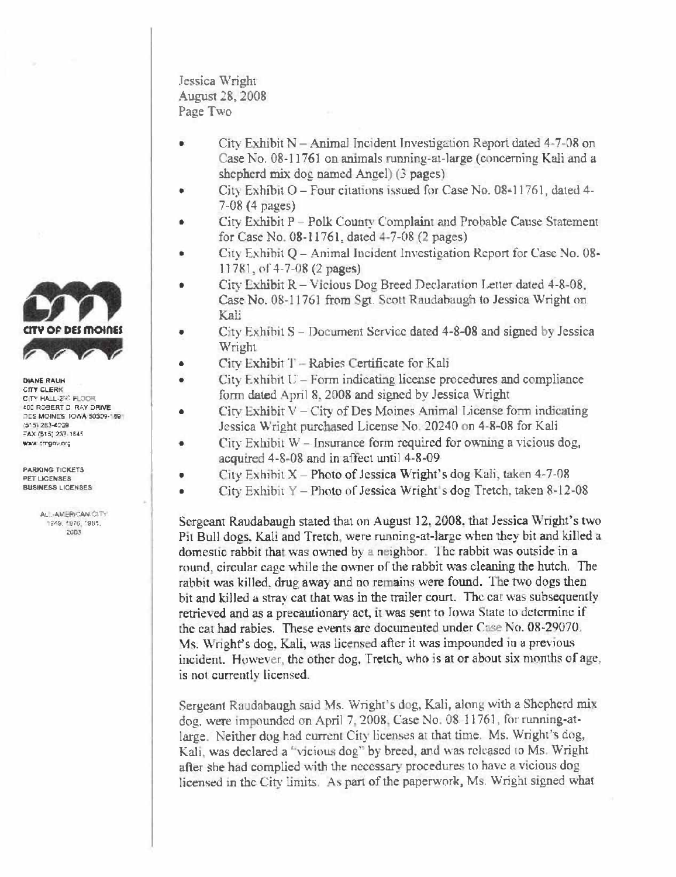Jessica Wright
August 28, 2008
Page Two

- City Exhibit N – Animal Incident Investigation Report dated 4-7-08 on Case No. 08-11761 on animals running-at-large (concerning Kali and a shepherd mix dog named Angel) (3 pages)
- City Exhibit O – Four citations issued for Case No. 08-11761, dated 4-7-08 (4 pages)
- City Exhibit P – Polk County Complaint and Probable Cause Statement for Case No. 08-11761, dated 4-7-08 (2 pages)
- City Exhibit Q – Animal Incident Investigation Report for Case No. 08-11781, of 4-7-08 (2 pages)
- City Exhibit R – Vicious Dog Breed Declaration Letter dated 4-8-08, Case No. 08-11761 from Sgt. Scott Raudabaugh to Jessica Wright on Kali
- City Exhibit S – Document Service dated 4-8-08 and signed by Jessica Wright
- City Exhibit T – Rabies Certificate for Kali
- City Exhibit U – Form indicating license procedures and compliance form dated April 8, 2008 and signed by Jessica Wright
- City Exhibit V – City of Des Moines Animal License form indicating Jessica Wright purchased License No. 20240 on 4-8-08 for Kali
- City Exhibit W – Insurance form required for owning a vicious dog, acquired 4-8-08 and in affect until 4-8-09
- City Exhibit X – Photo of Jessica Wright's dog Kali, taken 4-7-08
- City Exhibit Y – Photo of Jessica Wright's dog Tretch, taken 8-12-08

Sergeant Raudabaugh stated that on August 12, 2008, that Jessica Wright's two Pit Bull dogs, Kali and Tretch, were running-at-large when they bit and killed a domestic rabbit that was owned by a neighbor. The rabbit was outside in a round, circular cage while the owner of the rabbit was cleaning the hutch. The rabbit was killed, drug away and no remains were found. The two dogs then bit and killed a stray cat that was in the trailer court. The cat was subsequently retrieved and as a precautionary act, it was sent to Iowa State to determine if the cat had rabies. These events are documented under Case No. 08-29070. Ms. Wright's dog, Kali, was licensed after it was impounded in a previous incident. However, the other dog, Tretch, who is at or about six months of age, is not currently licensed.

Sergeant Raudabaugh said Ms. Wright's dog, Kali, along with a Shepherd mix dog, were impounded on April 7, 2008, Case No. 08-11761, for running-at-large. Neither dog had current City licenses at that time. Ms. Wright's dog, Kali, was declared a "vicious dog" by breed, and was released to Ms. Wright after she had complied with the necessary procedures to have a vicious dog licensed in the City limits. As part of the paperwork, Ms. Wright signed what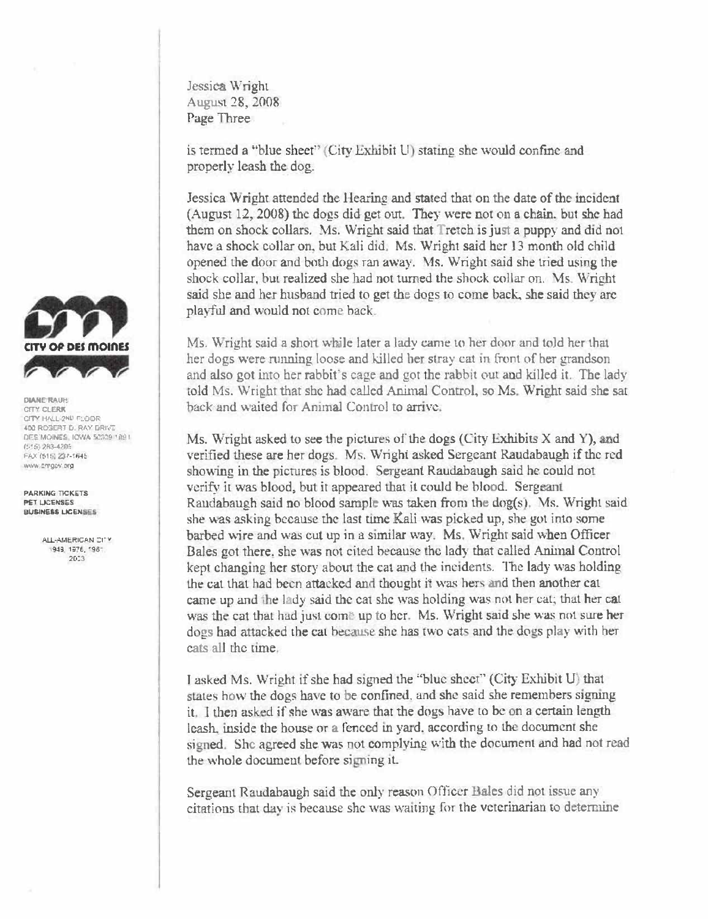is termed a "blue sheet" (City Exhibit U) stating she would confine and properly leash the dog.

Jessica Wright attended the Hearing and stated that on the date of the incident (August 12, 2008) the dogs did get out. They were not on a chain, but she had them on shock collars. Ms. Wright said that Tretch is just a puppy and did not have a shock collar on, but Kali did. Ms. Wright said her 13 month old child opened the door and both dogs ran away. Ms. Wright said she tried using the shock collar, but realized she had not turned the shock collar on. Ms. Wright said she and her husband tried to get the dogs to come back, she said they are playful and would not come back.

Ms. Wright said a short while later a lady came to her door and told her that her dogs were running loose and killed her stray cat in front of her grandson and also got into her rabbit's cage and got the rabbit out and killed it. The lady told Ms. Wright that she had called Animal Control, so Ms. Wright said she sat back and waited for Animal Control to arrive.

Ms. Wright asked to see the pictures of the dogs (City Exhibits X and Y), and verified these are her dogs. Ms. Wright asked Sergeant Raudabaugh if the red showing in the pictures is blood. Sergeant Raudabaugh said he could not verify it was blood, but it appeared that it could be blood. Sergeant Raudabaugh said no blood sample was taken from the dog(s). Ms. Wright said she was asking because the last time Kali was picked up, she got into some barbed wire and was cut up in a similar way. Ms. Wright said when Officer Bales got there, she was not cited because the lady that called Animal Control kept changing her story about the cat and the incidents. The lady was holding the cat that had been attacked and thought it was hers and then another cat came up and the lady said the cat she was holding was not her cat; that her cat was the cat that had just come up to her. Ms. Wright said she was not sure her dogs had attacked the cat because she has two cats and the dogs play with her cats all the time.

I asked Ms. Wright if she had signed the "blue sheet" (City Exhibit U) that states how the dogs have to be confined, and she said she remembers signing it. I then asked if she was aware that the dogs have to be on a certain length leash, inside the house or a fenced in yard, according to the document she signed. She agreed she was not complying with the document and had not read the whole document before signing it.

Sergeant Raudabaugh said the only reason Officer Bales did not issue any citations that day is because she was waiting for the veterinarian to determine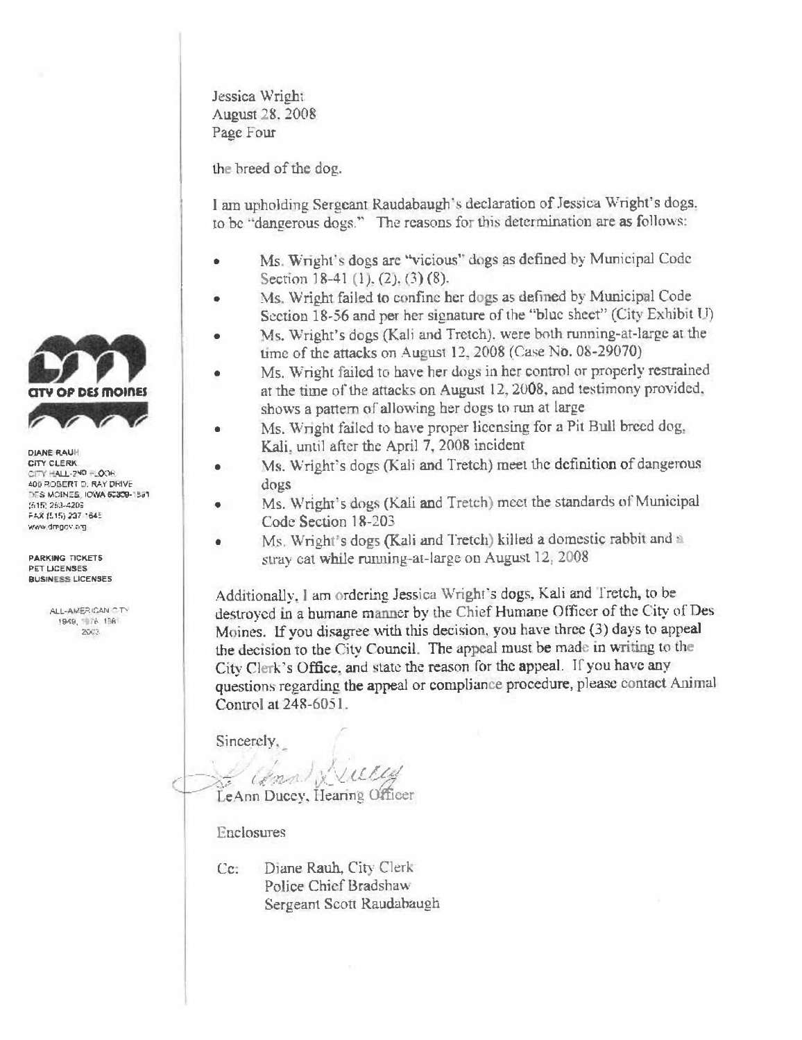Jessica Wright
August 28, 2008
Page Four

the breed of the dog.

I am upholding Sergeant Raudabaugh's declaration of Jessica Wright's dogs, to be "dangerous dogs." The reasons for this determination are as follows:

- Ms. Wright's dogs are "vicious" dogs as defined by Municipal Code Section 18-41 (1), (2), (3) (8).
- Ms. Wright failed to confine her dogs as defined by Municipal Code Section 18-56 and per her signature of the "blue sheet" (City Exhibit U)
- Ms. Wright's dogs (Kali and Tretch), were both running-at-large at the time of the attacks on August 12, 2008 (Case No. 08-29070)
- Ms. Wright failed to have her dogs in her control or properly restrained at the time of the attacks on August 12, 2008, and testimony provided, shows a pattern of allowing her dogs to run at large
- Ms. Wright failed to have proper licensing for a Pit Bull breed dog, Kali, until after the April 7, 2008 incident
- Ms. Wright's dogs (Kali and Tretch) meet the definition of dangerous dogs
- Ms. Wright's dogs (Kali and Tretch) meet the standards of Municipal Code Section 18-203
- Ms. Wright's dogs (Kali and Tretch) killed a domestic rabbit and a stray cat while running-at-large on August 12, 2008

Additionally, I am ordering Jessica Wright's dogs, Kali and Tretch, to be destroyed in a humane manner by the Chief Humane Officer of the City of Des Moines. If you disagree with this decision, you have three (3) days to appeal the decision to the City Council. The appeal must be made in writing to the City Clerk's Office, and state the reason for the appeal. If you have any questions regarding the appeal or compliance procedure, please contact Animal Control at 248-6051.

Sincerely,

LeAnn Ducey, Hearing Officer

Enclosures

Cc: Diane Rauh, City Clerk
Police Chief Bradshaw
Sergeant Scott Raudabaugh

CITY OF DES MOINES

DIANE RAUH
CITY CLERK
CITY HALL-2ND FLOOR
400 ROBERT D. RAY DRIVE
DES MOINES, IOWA 50309-1891
(515) 283-4209
FAX (515) 237-1645
www.dmgov.org

PARKING TICKETS
PET LICENSES
BUSINESS LICENSES

ALL-AMERICAN CITY
1949, 1976, 1981
2003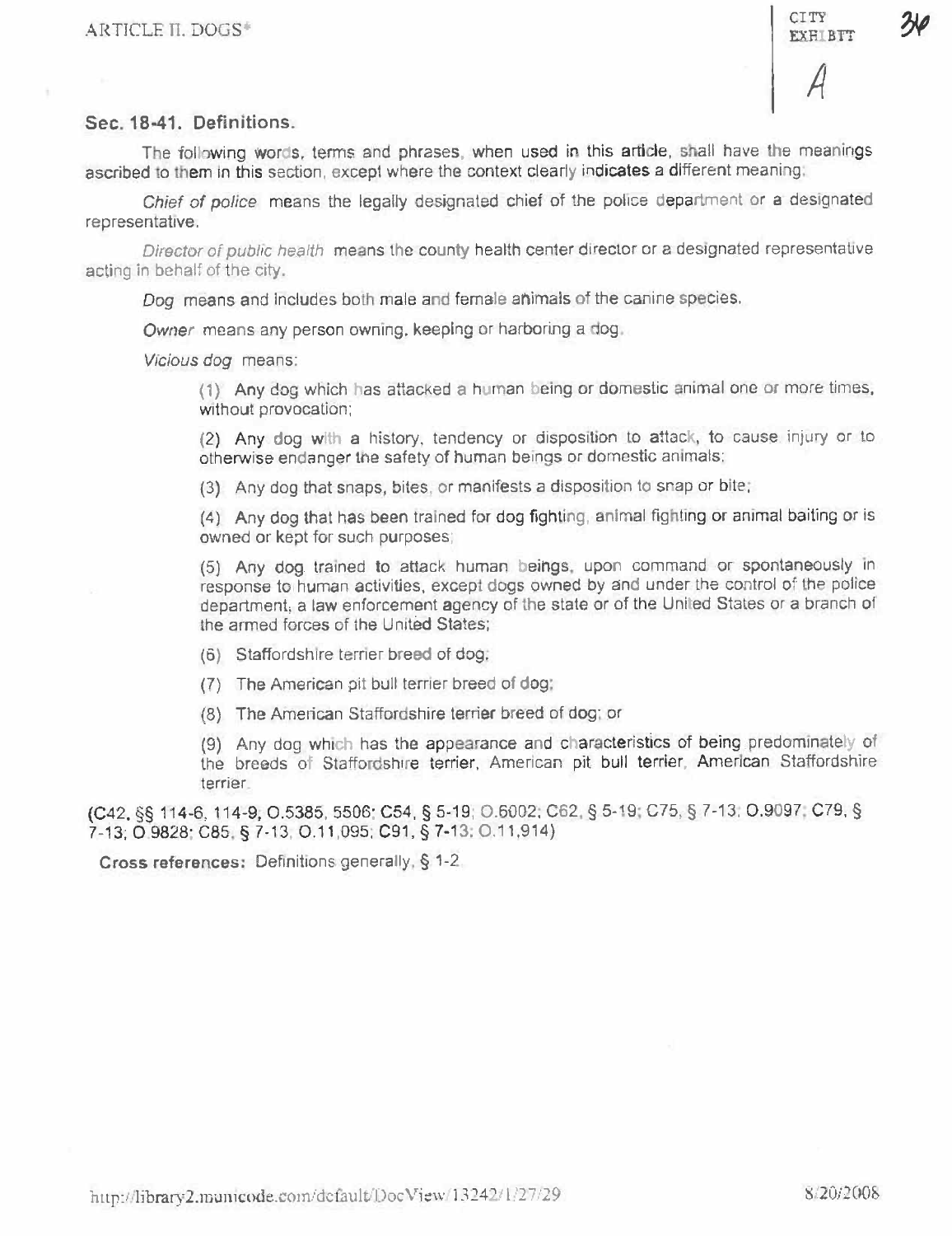ARTICLE II. DOGS*

CITY EXHIBIT

A

## Sec. 18-41. Definitions.

The following words, terms and phrases, when used in this article, shall have the meanings ascribed to them in this section, except where the context clearly indicates a different meaning:

*Chief of police* means the legally designated chief of the police department or a designated representative.

*Director of public health* means the county health center director or a designated representative acting in behalf of the city.

*Dog* means and includes both male and female animals of the canine species.

*Owner* means any person owning, keeping or harboring a dog.

*Vicious dog* means:

(1) Any dog which has attacked a human being or domestic animal one or more times, without provocation;

(2) Any dog with a history, tendency or disposition to attack, to cause injury or to otherwise endanger the safety of human beings or domestic animals;

(3) Any dog that snaps, bites, or manifests a disposition to snap or bite;

(4) Any dog that has been trained for dog fighting, animal fighting or animal baiting or is owned or kept for such purposes;

(5) Any dog trained to attack human beings, upon command or spontaneously in response to human activities, except dogs owned by and under the control of the police department, a law enforcement agency of the state or of the United States or a branch of the armed forces of the United States;

(6) Staffordshire terrier breed of dog;

(7) The American pit bull terrier breed of dog;

(8) The American Staffordshire terrier breed of dog; or

(9) Any dog which has the appearance and characteristics of being predominately of the breeds of Staffordshire terrier, American pit bull terrier, American Staffordshire terrier.

(C42, §§ 114-6, 114-9, O.5385, 5506; C54, § 5-19; O.6002; C62, § 5-19; C75, § 7-13; O.9097; C79, § 7-13; O.9828; C85, § 7-13, O.11,095; C91, § 7-13; O.11,914)

**Cross references:** Definitions generally, § 1-2.

http://library2.municode.com/default/DocView/13242/1/27/29 8/20/2008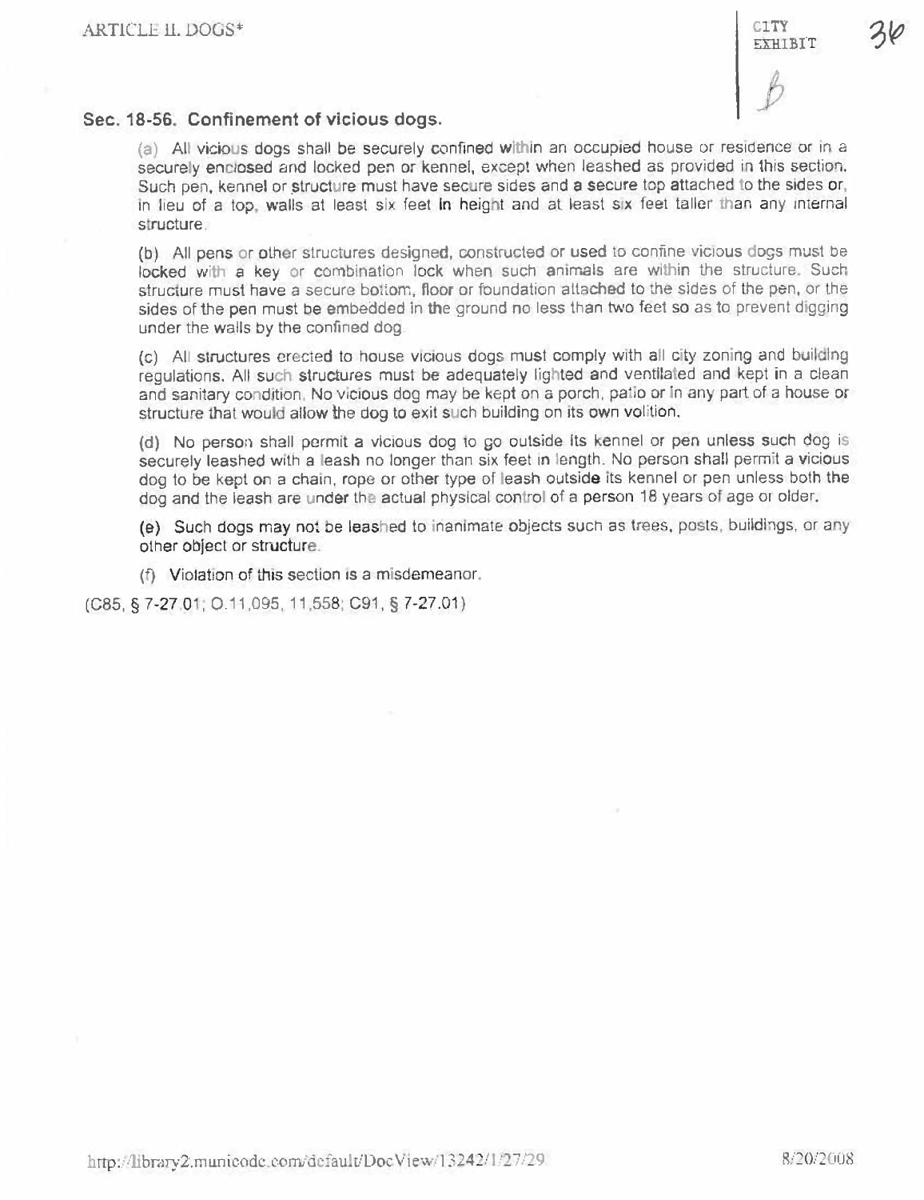ARTICLE II. DOGS*

CITY EXHIBIT B

## Sec. 18-56. Confinement of vicious dogs.

(a) All vicious dogs shall be securely confined within an occupied house or residence or in a securely enclosed and locked pen or kennel, except when leashed as provided in this section. Such pen, kennel or structure must have secure sides and a secure top attached to the sides or, in lieu of a top, walls at least six feet in height and at least six feet taller than any internal structure.

(b) All pens or other structures designed, constructed or used to confine vicious dogs must be locked with a key or combination lock when such animals are within the structure. Such structure must have a secure bottom, floor or foundation attached to the sides of the pen, or the sides of the pen must be embedded in the ground no less than two feet so as to prevent digging under the walls by the confined dog.

(c) All structures erected to house vicious dogs must comply with all city zoning and building regulations. All such structures must be adequately lighted and ventilated and kept in a clean and sanitary condition. No vicious dog may be kept on a porch, patio or in any part of a house or structure that would allow the dog to exit such building on its own volition.

(d) No person shall permit a vicious dog to go outside its kennel or pen unless such dog is securely leashed with a leash no longer than six feet in length. No person shall permit a vicious dog to be kept on a chain, rope or other type of leash outside its kennel or pen unless both the dog and the leash are under the actual physical control of a person 18 years of age or older.

(e) Such dogs may not be leashed to inanimate objects such as trees, posts, buildings, or any other object or structure.

(f) Violation of this section is a misdemeanor.

(C85, § 7-27.01; O.11,095, 11,558; C91, § 7-27.01)

http://library2.municode.com/default/DocView/13242/1/27/29 8/20/2008